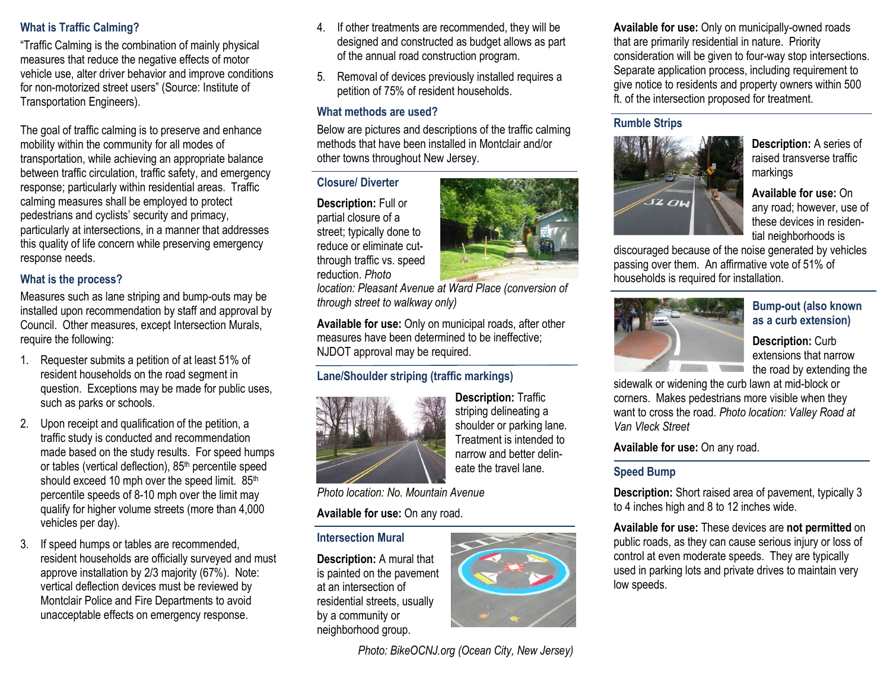## What is Traffic Calming?

"Traffic Calming is the combination of mainly physical measures that reduce the negative effects of motor vehicle use, alter driver behavior and improve conditions for non-motorized street users" (Source: Institute of Transportation Engineers).

The goal of traffic calming is to preserve and enhance mobility within the community for all modes of transportation, while achieving an appropriate balance between traffic circulation, traffic safety, and emergency response; particularly within residential areas. Traffic calming measures shall be employed to protect pedestrians and cyclists' security and primacy, particularly at intersections, in a manner that addresses this quality of life concern while preserving emergency response needs.

## What is the process?

Measures such as lane striping and bump-outs may be installed upon recommendation by staff and approval by Council. Other measures, except Intersection Murals, require the following:

1. Requester submits a petition of at least 51% of resident households on the road segment in question. Exceptions may be made for public uses, such as parks or schools.
2. Upon receipt and qualification of the petition, a traffic study is conducted and recommendation made based on the study results. For speed humps or tables (vertical deflection), 85th percentile speed should exceed 10 mph over the speed limit. 85th percentile speeds of 8-10 mph over the limit may qualify for higher volume streets (more than 4,000 vehicles per day).
3. If speed humps or tables are recommended, resident households are officially surveyed and must approve installation by 2/3 majority (67%). Note: vertical deflection devices must be reviewed by Montclair Police and Fire Departments to avoid unacceptable effects on emergency response.
4. If other treatments are recommended, they will be designed and constructed as budget allows as part of the annual road construction program.
5. Removal of devices previously installed requires a petition of 75% of resident households.

## What methods are used?

Below are pictures and descriptions of the traffic calming methods that have been installed in Montclair and/or other towns throughout New Jersey.

### Closure/ Diverter

**Description:** Full or partial closure of a street; typically done to reduce or eliminate cut-through traffic vs. speed reduction. *Photo location: Pleasant Avenue at Ward Place (conversion of through street to walkway only)*

**Available for use:** Only on municipal roads, after other measures have been determined to be ineffective; NJDOT approval may be required.

### Lane/Shoulder striping (traffic markings)

**Description:** Traffic striping delineating a shoulder or parking lane. Treatment is intended to narrow and better delineate the travel lane.

*Photo location: No. Mountain Avenue*

**Available for use:** On any road.

### Intersection Mural

**Description:** A mural that is painted on the pavement at an intersection of residential streets, usually by a community or neighborhood group.

*Photo: BikeOCNJ.org (Ocean City, New Jersey)*

**Available for use:** Only on municipally-owned roads that are primarily residential in nature. Priority consideration will be given to four-way stop intersections. Separate application process, including requirement to give notice to residents and property owners within 500 ft. of the intersection proposed for treatment.

### Rumble Strips

**Description:** A series of raised transverse traffic markings

**Available for use:** On any road; however, use of these devices in residential neighborhoods is discouraged because of the noise generated by vehicles passing over them. An affirmative vote of 51% of households is required for installation.

### Bump-out (also known as a curb extension)

**Description:** Curb extensions that narrow the road by extending the sidewalk or widening the curb lawn at mid-block or corners. Makes pedestrians more visible when they want to cross the road. *Photo location: Valley Road at Van Vleck Street*

**Available for use:** On any road.

### Speed Bump

**Description:** Short raised area of pavement, typically 3 to 4 inches high and 8 to 12 inches wide.

**Available for use:** These devices are **not permitted** on public roads, as they can cause serious injury or loss of control at even moderate speeds. They are typically used in parking lots and private drives to maintain very low speeds.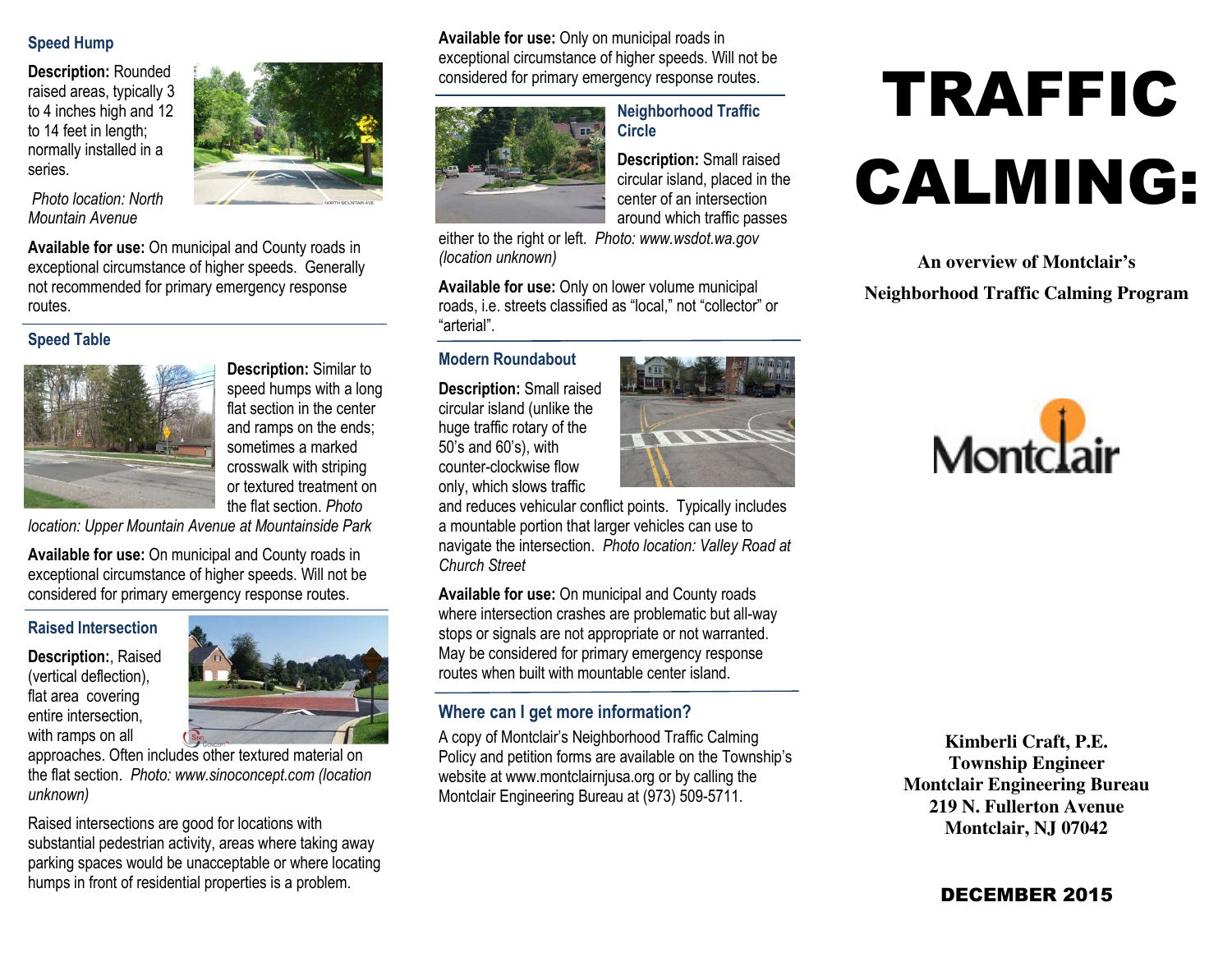### Speed Hump

**Description:** Rounded raised areas, typically 3 to 4 inches high and 12 to 14 feet in length; normally installed in a series.

*Photo location: North Mountain Avenue*

**Available for use:** On municipal and County roads in exceptional circumstance of higher speeds. Generally not recommended for primary emergency response routes.

### Speed Table

**Description:** Similar to speed humps with a long flat section in the center and ramps on the ends; sometimes a marked crosswalk with striping or textured treatment on the flat section. *Photo location: Upper Mountain Avenue at Mountainside Park*

**Available for use:** On municipal and County roads in exceptional circumstance of higher speeds. Will not be considered for primary emergency response routes.

### Raised Intersection

**Description:**, Raised (vertical deflection), flat area covering entire intersection, with ramps on all approaches. Often includes other textured material on the flat section. *Photo: www.sinoconcept.com (location unknown)*

Raised intersections are good for locations with substantial pedestrian activity, areas where taking away parking spaces would be unacceptable or where locating humps in front of residential properties is a problem.

**Available for use:** Only on municipal roads in exceptional circumstance of higher speeds. Will not be considered for primary emergency response routes.

### Neighborhood Traffic Circle

**Description:** Small raised circular island, placed in the center of an intersection around which traffic passes either to the right or left. *Photo: www.wsdot.wa.gov (location unknown)*

**Available for use:** Only on lower volume municipal roads, i.e. streets classified as "local," not "collector" or "arterial".

### Modern Roundabout

**Description:** Small raised circular island (unlike the huge traffic rotary of the 50's and 60's), with counter-clockwise flow only, which slows traffic and reduces vehicular conflict points. Typically includes a mountable portion that larger vehicles can use to navigate the intersection. *Photo location: Valley Road at Church Street*

**Available for use:** On municipal and County roads where intersection crashes are problematic but all-way stops or signals are not appropriate or not warranted. May be considered for primary emergency response routes when built with mountable center island.

### Where can I get more information?

A copy of Montclair's Neighborhood Traffic Calming Policy and petition forms are available on the Township's website at www.montclairnjusa.org or by calling the Montclair Engineering Bureau at (973) 509-5711.

# TRAFFIC CALMING:

**An overview of Montclair's Neighborhood Traffic Calming Program**

Montclair

**Kimberli Craft, P.E.**
**Township Engineer**
**Montclair Engineering Bureau**
**219 N. Fullerton Avenue**
**Montclair, NJ 07042**

**DECEMBER 2015**